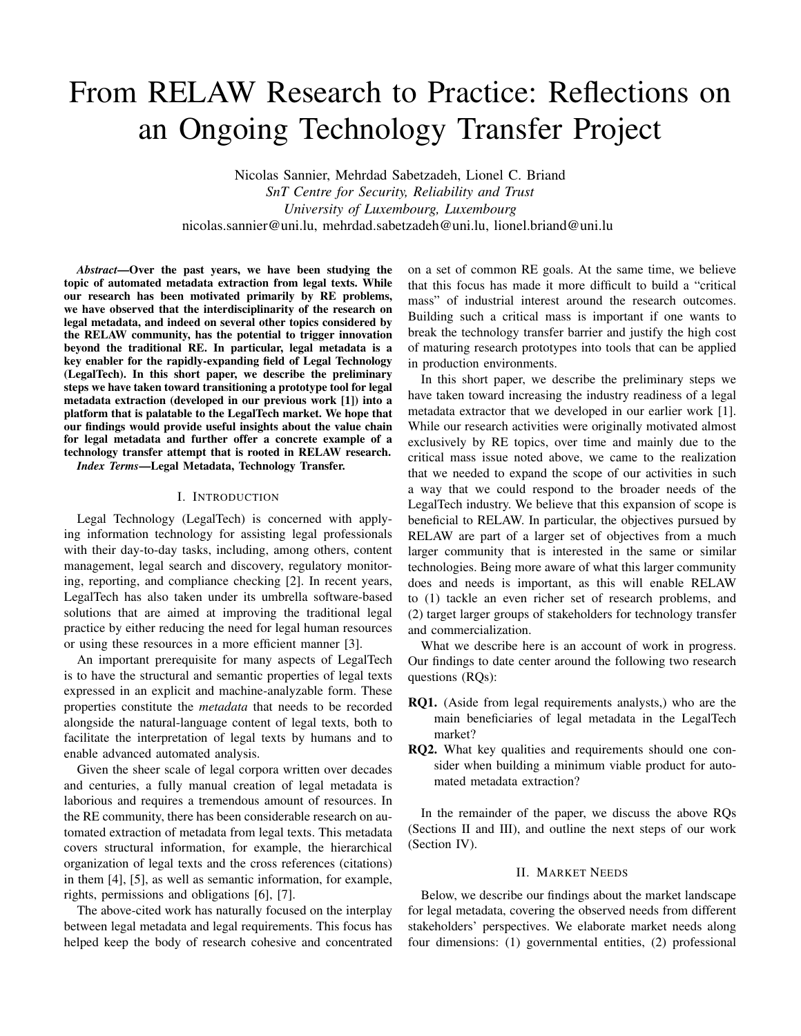# From RELAW Research to Practice: Reflections on an Ongoing Technology Transfer Project

Nicolas Sannier, Mehrdad Sabetzadeh, Lionel C. Briand
*SnT Centre for Security, Reliability and Trust*
*University of Luxembourg, Luxembourg*
nicolas.sannier@uni.lu, mehrdad.sabetzadeh@uni.lu, lionel.briand@uni.lu

***Abstract*—Over the past years, we have been studying the topic of automated metadata extraction from legal texts. While our research has been motivated primarily by RE problems, we have observed that the interdisciplinarity of the research on legal metadata, and indeed on several other topics considered by the RELAW community, has the potential to trigger innovation beyond the traditional RE. In particular, legal metadata is a key enabler for the rapidly-expanding field of Legal Technology (LegalTech). In this short paper, we describe the preliminary steps we have taken toward transitioning a prototype tool for legal metadata extraction (developed in our previous work [1]) into a platform that is palatable to the LegalTech market. We hope that our findings would provide useful insights about the value chain for legal metadata and further offer a concrete example of a technology transfer attempt that is rooted in RELAW research.**

***Index Terms*—Legal Metadata, Technology Transfer.**

## I. Introduction

Legal Technology (LegalTech) is concerned with applying information technology for assisting legal professionals with their day-to-day tasks, including, among others, content management, legal search and discovery, regulatory monitoring, reporting, and compliance checking [2]. In recent years, LegalTech has also taken under its umbrella software-based solutions that are aimed at improving the traditional legal practice by either reducing the need for legal human resources or using these resources in a more efficient manner [3].

An important prerequisite for many aspects of LegalTech is to have the structural and semantic properties of legal texts expressed in an explicit and machine-analyzable form. These properties constitute the *metadata* that needs to be recorded alongside the natural-language content of legal texts, both to facilitate the interpretation of legal texts by humans and to enable advanced automated analysis.

Given the sheer scale of legal corpora written over decades and centuries, a fully manual creation of legal metadata is laborious and requires a tremendous amount of resources. In the RE community, there has been considerable research on automated extraction of metadata from legal texts. This metadata covers structural information, for example, the hierarchical organization of legal texts and the cross references (citations) in them [4], [5], as well as semantic information, for example, rights, permissions and obligations [6], [7].

The above-cited work has naturally focused on the interplay between legal metadata and legal requirements. This focus has helped keep the body of research cohesive and concentrated on a set of common RE goals. At the same time, we believe that this focus has made it more difficult to build a "critical mass" of industrial interest around the research outcomes. Building such a critical mass is important if one wants to break the technology transfer barrier and justify the high cost of maturing research prototypes into tools that can be applied in production environments.

In this short paper, we describe the preliminary steps we have taken toward increasing the industry readiness of a legal metadata extractor that we developed in our earlier work [1]. While our research activities were originally motivated almost exclusively by RE topics, over time and mainly due to the critical mass issue noted above, we came to the realization that we needed to expand the scope of our activities in such a way that we could respond to the broader needs of the LegalTech industry. We believe that this expansion of scope is beneficial to RELAW. In particular, the objectives pursued by RELAW are part of a larger set of objectives from a much larger community that is interested in the same or similar technologies. Being more aware of what this larger community does and needs is important, as this will enable RELAW to (1) tackle an even richer set of research problems, and (2) target larger groups of stakeholders for technology transfer and commercialization.

What we describe here is an account of work in progress. Our findings to date center around the following two research questions (RQs):

**RQ1.** (Aside from legal requirements analysts,) who are the main beneficiaries of legal metadata in the LegalTech market?

**RQ2.** What key qualities and requirements should one consider when building a minimum viable product for automated metadata extraction?

In the remainder of the paper, we discuss the above RQs (Sections II and III), and outline the next steps of our work (Section IV).

## II. Market Needs

Below, we describe our findings about the market landscape for legal metadata, covering the observed needs from different stakeholders' perspectives. We elaborate market needs along four dimensions: (1) governmental entities, (2) professional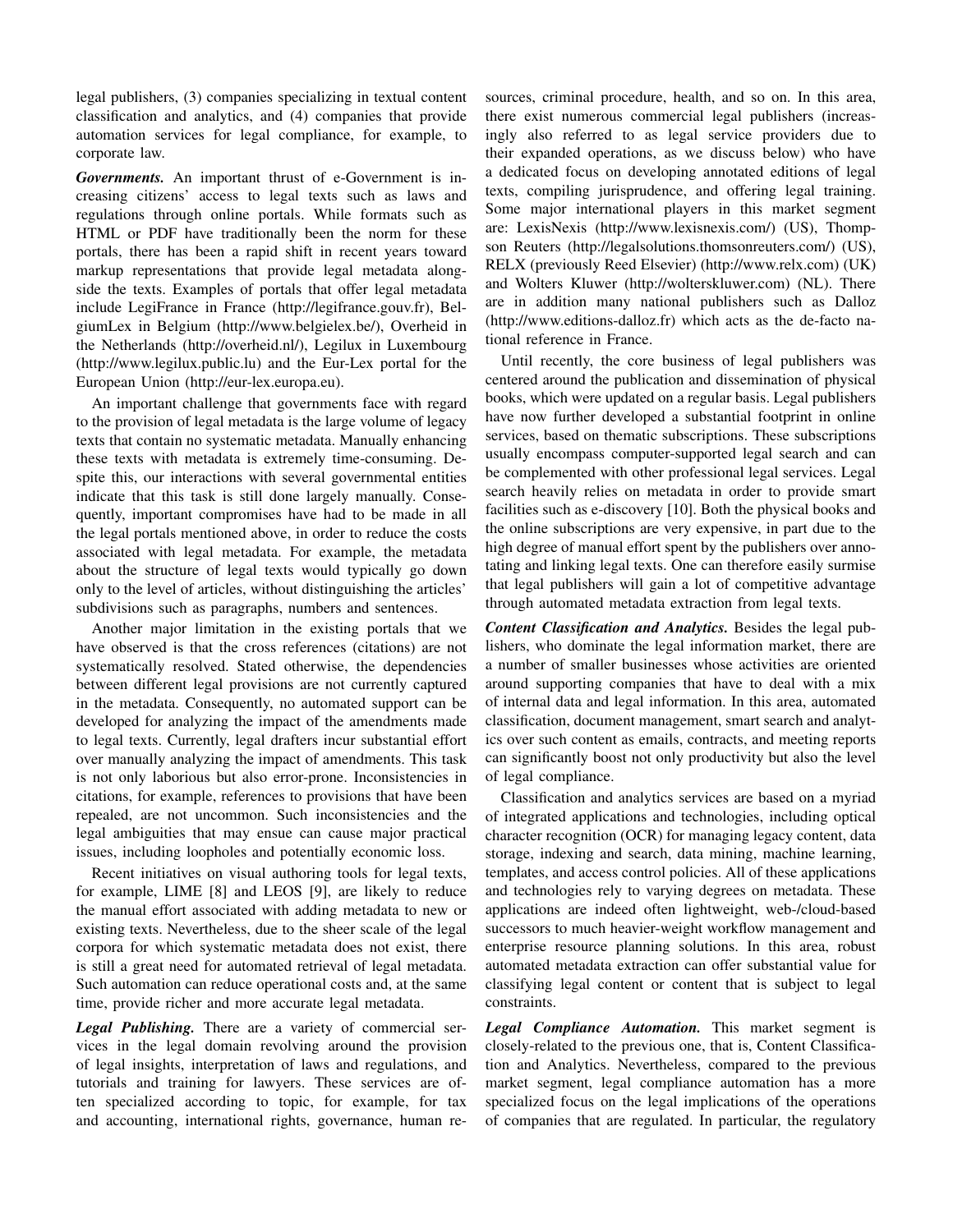legal publishers, (3) companies specializing in textual content classification and analytics, and (4) companies that provide automation services for legal compliance, for example, to corporate law.

***Governments.*** An important thrust of e-Government is increasing citizens' access to legal texts such as laws and regulations through online portals. While formats such as HTML or PDF have traditionally been the norm for these portals, there has been a rapid shift in recent years toward markup representations that provide legal metadata alongside the texts. Examples of portals that offer legal metadata include LegiFrance in France (http://legifrance.gouv.fr), BelgiumLex in Belgium (http://www.belgielex.be/), Overheid in the Netherlands (http://overheid.nl/), Legilux in Luxembourg (http://www.legilux.public.lu) and the Eur-Lex portal for the European Union (http://eur-lex.europa.eu).

An important challenge that governments face with regard to the provision of legal metadata is the large volume of legacy texts that contain no systematic metadata. Manually enhancing these texts with metadata is extremely time-consuming. Despite this, our interactions with several governmental entities indicate that this task is still done largely manually. Consequently, important compromises have had to be made in all the legal portals mentioned above, in order to reduce the costs associated with legal metadata. For example, the metadata about the structure of legal texts would typically go down only to the level of articles, without distinguishing the articles' subdivisions such as paragraphs, numbers and sentences.

Another major limitation in the existing portals that we have observed is that the cross references (citations) are not systematically resolved. Stated otherwise, the dependencies between different legal provisions are not currently captured in the metadata. Consequently, no automated support can be developed for analyzing the impact of the amendments made to legal texts. Currently, legal drafters incur substantial effort over manually analyzing the impact of amendments. This task is not only laborious but also error-prone. Inconsistencies in citations, for example, references to provisions that have been repealed, are not uncommon. Such inconsistencies and the legal ambiguities that may ensue can cause major practical issues, including loopholes and potentially economic loss.

Recent initiatives on visual authoring tools for legal texts, for example, LIME [8] and LEOS [9], are likely to reduce the manual effort associated with adding metadata to new or existing texts. Nevertheless, due to the sheer scale of the legal corpora for which systematic metadata does not exist, there is still a great need for automated retrieval of legal metadata. Such automation can reduce operational costs and, at the same time, provide richer and more accurate legal metadata.

***Legal Publishing.*** There are a variety of commercial services in the legal domain revolving around the provision of legal insights, interpretation of laws and regulations, and tutorials and training for lawyers. These services are often specialized according to topic, for example, for tax and accounting, international rights, governance, human resources, criminal procedure, health, and so on. In this area, there exist numerous commercial legal publishers (increasingly also referred to as legal service providers due to their expanded operations, as we discuss below) who have a dedicated focus on developing annotated editions of legal texts, compiling jurisprudence, and offering legal training. Some major international players in this market segment are: LexisNexis (http://www.lexisnexis.com/) (US), Thompson Reuters (http://legalsolutions.thomsonreuters.com/) (US), RELX (previously Reed Elsevier) (http://www.relx.com) (UK) and Wolters Kluwer (http://wolterskluwer.com) (NL). There are in addition many national publishers such as Dalloz (http://www.editions-dalloz.fr) which acts as the de-facto national reference in France.

Until recently, the core business of legal publishers was centered around the publication and dissemination of physical books, which were updated on a regular basis. Legal publishers have now further developed a substantial footprint in online services, based on thematic subscriptions. These subscriptions usually encompass computer-supported legal search and can be complemented with other professional legal services. Legal search heavily relies on metadata in order to provide smart facilities such as e-discovery [10]. Both the physical books and the online subscriptions are very expensive, in part due to the high degree of manual effort spent by the publishers over annotating and linking legal texts. One can therefore easily surmise that legal publishers will gain a lot of competitive advantage through automated metadata extraction from legal texts.

***Content Classification and Analytics.*** Besides the legal publishers, who dominate the legal information market, there are a number of smaller businesses whose activities are oriented around supporting companies that have to deal with a mix of internal data and legal information. In this area, automated classification, document management, smart search and analytics over such content as emails, contracts, and meeting reports can significantly boost not only productivity but also the level of legal compliance.

Classification and analytics services are based on a myriad of integrated applications and technologies, including optical character recognition (OCR) for managing legacy content, data storage, indexing and search, data mining, machine learning, templates, and access control policies. All of these applications and technologies rely to varying degrees on metadata. These applications are indeed often lightweight, web-/cloud-based successors to much heavier-weight workflow management and enterprise resource planning solutions. In this area, robust automated metadata extraction can offer substantial value for classifying legal content or content that is subject to legal constraints.

***Legal Compliance Automation.*** This market segment is closely-related to the previous one, that is, Content Classification and Analytics. Nevertheless, compared to the previous market segment, legal compliance automation has a more specialized focus on the legal implications of the operations of companies that are regulated. In particular, the regulatory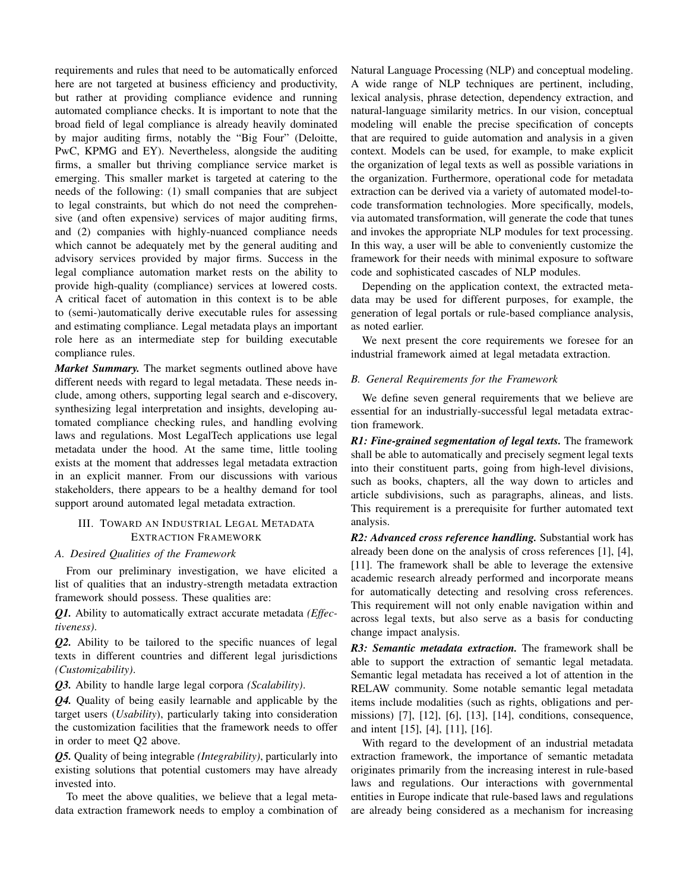requirements and rules that need to be automatically enforced here are not targeted at business efficiency and productivity, but rather at providing compliance evidence and running automated compliance checks. It is important to note that the broad field of legal compliance is already heavily dominated by major auditing firms, notably the "Big Four" (Deloitte, PwC, KPMG and EY). Nevertheless, alongside the auditing firms, a smaller but thriving compliance service market is emerging. This smaller market is targeted at catering to the needs of the following: (1) small companies that are subject to legal constraints, but which do not need the comprehensive (and often expensive) services of major auditing firms, and (2) companies with highly-nuanced compliance needs which cannot be adequately met by the general auditing and advisory services provided by major firms. Success in the legal compliance automation market rests on the ability to provide high-quality (compliance) services at lowered costs. A critical facet of automation in this context is to be able to (semi-)automatically derive executable rules for assessing and estimating compliance. Legal metadata plays an important role here as an intermediate step for building executable compliance rules.

***Market Summary.*** The market segments outlined above have different needs with regard to legal metadata. These needs include, among others, supporting legal search and e-discovery, synthesizing legal interpretation and insights, developing automated compliance checking rules, and handling evolving laws and regulations. Most LegalTech applications use legal metadata under the hood. At the same time, little tooling exists at the moment that addresses legal metadata extraction in an explicit manner. From our discussions with various stakeholders, there appears to be a healthy demand for tool support around automated legal metadata extraction.

## III. Toward an Industrial Legal Metadata Extraction Framework

### A. Desired Qualities of the Framework

From our preliminary investigation, we have elicited a list of qualities that an industry-strength metadata extraction framework should possess. These qualities are:

***Q1.*** Ability to automatically extract accurate metadata *(Effectiveness)*.

***Q2.*** Ability to be tailored to the specific nuances of legal texts in different countries and different legal jurisdictions *(Customizability)*.

***Q3.*** Ability to handle large legal corpora *(Scalability)*.

***Q4.*** Quality of being easily learnable and applicable by the target users (*Usability*), particularly taking into consideration the customization facilities that the framework needs to offer in order to meet Q2 above.

***Q5.*** Quality of being integrable *(Integrability)*, particularly into existing solutions that potential customers may have already invested into.

To meet the above qualities, we believe that a legal metadata extraction framework needs to employ a combination of Natural Language Processing (NLP) and conceptual modeling. A wide range of NLP techniques are pertinent, including, lexical analysis, phrase detection, dependency extraction, and natural-language similarity metrics. In our vision, conceptual modeling will enable the precise specification of concepts that are required to guide automation and analysis in a given context. Models can be used, for example, to make explicit the organization of legal texts as well as possible variations in the organization. Furthermore, operational code for metadata extraction can be derived via a variety of automated model-to-code transformation technologies. More specifically, models, via automated transformation, will generate the code that tunes and invokes the appropriate NLP modules for text processing. In this way, a user will be able to conveniently customize the framework for their needs with minimal exposure to software code and sophisticated cascades of NLP modules.

Depending on the application context, the extracted metadata may be used for different purposes, for example, the generation of legal portals or rule-based compliance analysis, as noted earlier.

We next present the core requirements we foresee for an industrial framework aimed at legal metadata extraction.

### B. General Requirements for the Framework

We define seven general requirements that we believe are essential for an industrially-successful legal metadata extraction framework.

***R1: Fine-grained segmentation of legal texts.*** The framework shall be able to automatically and precisely segment legal texts into their constituent parts, going from high-level divisions, such as books, chapters, all the way down to articles and article subdivisions, such as paragraphs, alineas, and lists. This requirement is a prerequisite for further automated text analysis.

***R2: Advanced cross reference handling.*** Substantial work has already been done on the analysis of cross references [1], [4], [11]. The framework shall be able to leverage the extensive academic research already performed and incorporate means for automatically detecting and resolving cross references. This requirement will not only enable navigation within and across legal texts, but also serve as a basis for conducting change impact analysis.

***R3: Semantic metadata extraction.*** The framework shall be able to support the extraction of semantic legal metadata. Semantic legal metadata has received a lot of attention in the RELAW community. Some notable semantic legal metadata items include modalities (such as rights, obligations and permissions) [7], [12], [6], [13], [14], conditions, consequence, and intent [15], [4], [11], [16].

With regard to the development of an industrial metadata extraction framework, the importance of semantic metadata originates primarily from the increasing interest in rule-based laws and regulations. Our interactions with governmental entities in Europe indicate that rule-based laws and regulations are already being considered as a mechanism for increasing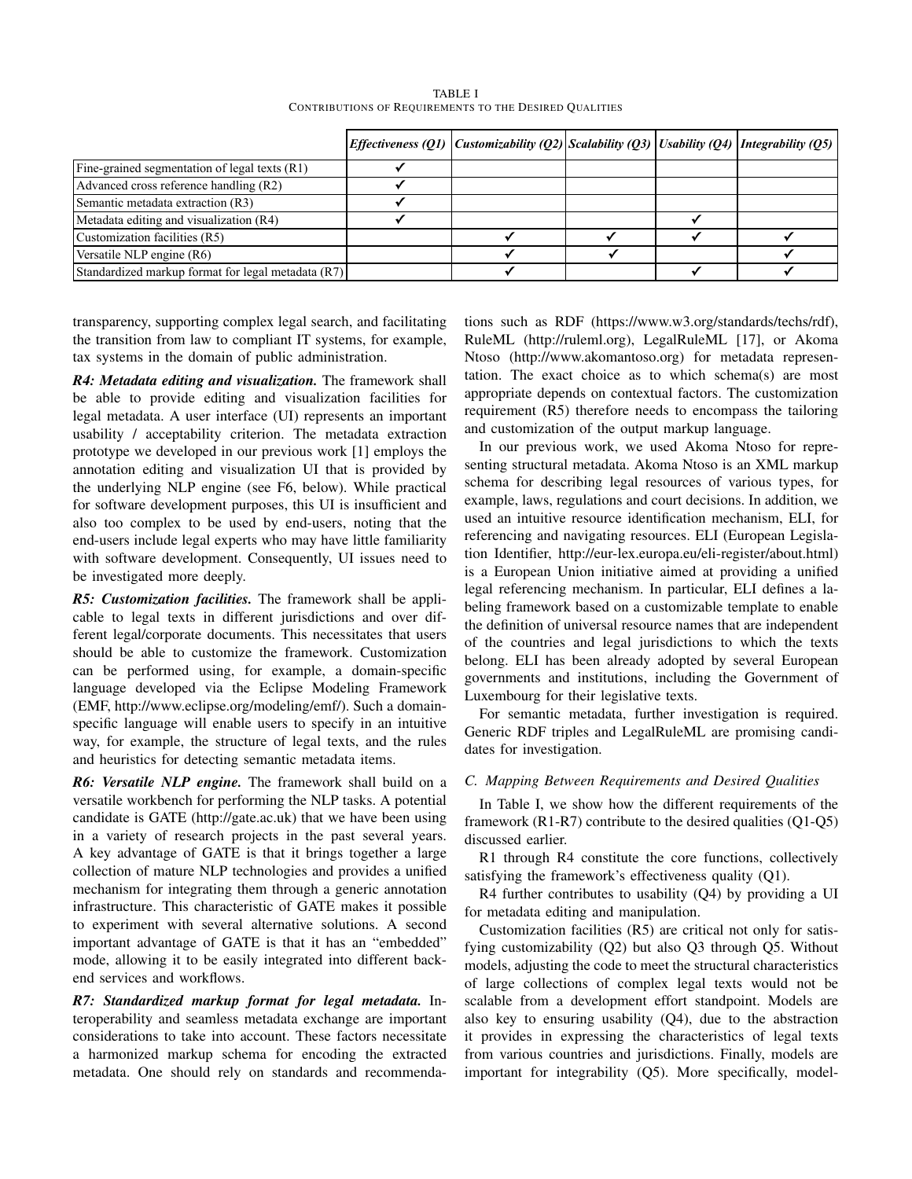TABLE I

CONTRIBUTIONS OF REQUIREMENTS TO THE DESIRED QUALITIES

| | *Effectiveness (Q1)* | *Customizability (Q2)* | *Scalability (Q3)* | *Usability (Q4)* | *Integrability (Q5)* |
|---|---|---|---|---|---|
| Fine-grained segmentation of legal texts (R1) | ✓ | | | | |
| Advanced cross reference handling (R2) | ✓ | | | | |
| Semantic metadata extraction (R3) | ✓ | | | | |
| Metadata editing and visualization (R4) | ✓ | | | ✓ | |
| Customization facilities (R5) | | ✓ | ✓ | ✓ | ✓ |
| Versatile NLP engine (R6) | | ✓ | ✓ | | ✓ |
| Standardized markup format for legal metadata (R7) | | ✓ | | ✓ | ✓ |

transparency, supporting complex legal search, and facilitating the transition from law to compliant IT systems, for example, tax systems in the domain of public administration.

***R4: Metadata editing and visualization.*** The framework shall be able to provide editing and visualization facilities for legal metadata. A user interface (UI) represents an important usability / acceptability criterion. The metadata extraction prototype we developed in our previous work [1] employs the annotation editing and visualization UI that is provided by the underlying NLP engine (see F6, below). While practical for software development purposes, this UI is insufficient and also too complex to be used by end-users, noting that the end-users include legal experts who may have little familiarity with software development. Consequently, UI issues need to be investigated more deeply.

***R5: Customization facilities.*** The framework shall be applicable to legal texts in different jurisdictions and over different legal/corporate documents. This necessitates that users should be able to customize the framework. Customization can be performed using, for example, a domain-specific language developed via the Eclipse Modeling Framework (EMF, http://www.eclipse.org/modeling/emf/). Such a domain-specific language will enable users to specify in an intuitive way, for example, the structure of legal texts, and the rules and heuristics for detecting semantic metadata items.

***R6: Versatile NLP engine.*** The framework shall build on a versatile workbench for performing the NLP tasks. A potential candidate is GATE (http://gate.ac.uk) that we have been using in a variety of research projects in the past several years. A key advantage of GATE is that it brings together a large collection of mature NLP technologies and provides a unified mechanism for integrating them through a generic annotation infrastructure. This characteristic of GATE makes it possible to experiment with several alternative solutions. A second important advantage of GATE is that it has an "embedded" mode, allowing it to be easily integrated into different backend services and workflows.

***R7: Standardized markup format for legal metadata.*** Interoperability and seamless metadata exchange are important considerations to take into account. These factors necessitate a harmonized markup schema for encoding the extracted metadata. One should rely on standards and recommendations such as RDF (https://www.w3.org/standards/techs/rdf), RuleML (http://ruleml.org), LegalRuleML [17], or Akoma Ntoso (http://www.akomantoso.org) for metadata representation. The exact choice as to which schema(s) are most appropriate depends on contextual factors. The customization requirement (R5) therefore needs to encompass the tailoring and customization of the output markup language.

In our previous work, we used Akoma Ntoso for representing structural metadata. Akoma Ntoso is an XML markup schema for describing legal resources of various types, for example, laws, regulations and court decisions. In addition, we used an intuitive resource identification mechanism, ELI, for referencing and navigating resources. ELI (European Legislation Identifier, http://eur-lex.europa.eu/eli-register/about.html) is a European Union initiative aimed at providing a unified legal referencing mechanism. In particular, ELI defines a labeling framework based on a customizable template to enable the definition of universal resource names that are independent of the countries and legal jurisdictions to which the texts belong. ELI has been already adopted by several European governments and institutions, including the Government of Luxembourg for their legislative texts.

For semantic metadata, further investigation is required. Generic RDF triples and LegalRuleML are promising candidates for investigation.

### *C. Mapping Between Requirements and Desired Qualities*

In Table I, we show how the different requirements of the framework (R1-R7) contribute to the desired qualities (Q1-Q5) discussed earlier.

R1 through R4 constitute the core functions, collectively satisfying the framework's effectiveness quality (Q1).

R4 further contributes to usability (Q4) by providing a UI for metadata editing and manipulation.

Customization facilities (R5) are critical not only for satisfying customizability (Q2) but also Q3 through Q5. Without models, adjusting the code to meet the structural characteristics of large collections of complex legal texts would not be scalable from a development effort standpoint. Models are also key to ensuring usability (Q4), due to the abstraction it provides in expressing the characteristics of legal texts from various countries and jurisdictions. Finally, models are important for integrability (Q5). More specifically, model-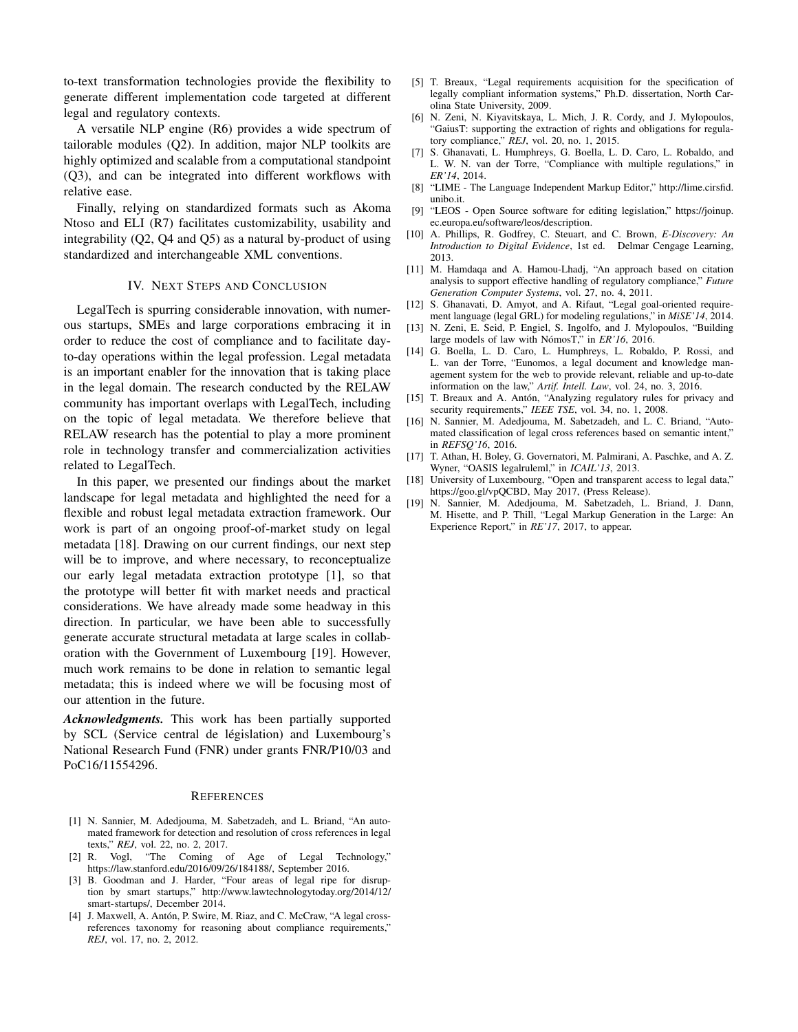to-text transformation technologies provide the flexibility to generate different implementation code targeted at different legal and regulatory contexts.

A versatile NLP engine (R6) provides a wide spectrum of tailorable modules (Q2). In addition, major NLP toolkits are highly optimized and scalable from a computational standpoint (Q3), and can be integrated into different workflows with relative ease.

Finally, relying on standardized formats such as Akoma Ntoso and ELI (R7) facilitates customizability, usability and integrability (Q2, Q4 and Q5) as a natural by-product of using standardized and interchangeable XML conventions.

## IV. Next Steps and Conclusion

LegalTech is spurring considerable innovation, with numerous startups, SMEs and large corporations embracing it in order to reduce the cost of compliance and to facilitate day-to-day operations within the legal profession. Legal metadata is an important enabler for the innovation that is taking place in the legal domain. The research conducted by the RELAW community has important overlaps with LegalTech, including on the topic of legal metadata. We therefore believe that RELAW research has the potential to play a more prominent role in technology transfer and commercialization activities related to LegalTech.

In this paper, we presented our findings about the market landscape for legal metadata and highlighted the need for a flexible and robust legal metadata extraction framework. Our work is part of an ongoing proof-of-market study on legal metadata [18]. Drawing on our current findings, our next step will be to improve, and where necessary, to reconceptualize our early legal metadata extraction prototype [1], so that the prototype will better fit with market needs and practical considerations. We have already made some headway in this direction. In particular, we have been able to successfully generate accurate structural metadata at large scales in collaboration with the Government of Luxembourg [19]. However, much work remains to be done in relation to semantic legal metadata; this is indeed where we will be focusing most of our attention in the future.

***Acknowledgments.*** This work has been partially supported by SCL (Service central de législation) and Luxembourg's National Research Fund (FNR) under grants FNR/P10/03 and PoC16/11554296.

## References

[1] N. Sannier, M. Adedjouma, M. Sabetzadeh, and L. Briand, "An automated framework for detection and resolution of cross references in legal texts," *REJ*, vol. 22, no. 2, 2017.

[2] R. Vogl, "The Coming of Age of Legal Technology," https://law.stanford.edu/2016/09/26/184188/, September 2016.

[3] B. Goodman and J. Harder, "Four areas of legal ripe for disruption by smart startups," http://www.lawtechnologytoday.org/2014/12/smart-startups/, December 2014.

[4] J. Maxwell, A. Antón, P. Swire, M. Riaz, and C. McCraw, "A legal cross-references taxonomy for reasoning about compliance requirements," *REJ*, vol. 17, no. 2, 2012.

[5] T. Breaux, "Legal requirements acquisition for the specification of legally compliant information systems," Ph.D. dissertation, North Carolina State University, 2009.

[6] N. Zeni, N. Kiyavitskaya, L. Mich, J. R. Cordy, and J. Mylopoulos, "GaiusT: supporting the extraction of rights and obligations for regulatory compliance," *REJ*, vol. 20, no. 1, 2015.

[7] S. Ghanavati, L. Humphreys, G. Boella, L. D. Caro, L. Robaldo, and L. W. N. van der Torre, "Compliance with multiple regulations," in *ER'14*, 2014.

[8] "LIME - The Language Independent Markup Editor," http://lime.cirsfid.unibo.it.

[9] "LEOS - Open Source software for editing legislation," https://joinup.ec.europa.eu/software/leos/description.

[10] A. Phillips, R. Godfrey, C. Steuart, and C. Brown, *E-Discovery: An Introduction to Digital Evidence*, 1st ed. Delmar Cengage Learning, 2013.

[11] M. Hamdaqa and A. Hamou-Lhadj, "An approach based on citation analysis to support effective handling of regulatory compliance," *Future Generation Computer Systems*, vol. 27, no. 4, 2011.

[12] S. Ghanavati, D. Amyot, and A. Rifaut, "Legal goal-oriented requirement language (legal GRL) for modeling regulations," in *MiSE'14*, 2014.

[13] N. Zeni, E. Seid, P. Engiel, S. Ingolfo, and J. Mylopoulos, "Building large models of law with NómosT," in *ER'16*, 2016.

[14] G. Boella, L. D. Caro, L. Humphreys, L. Robaldo, P. Rossi, and L. van der Torre, "Eunomos, a legal document and knowledge management system for the web to provide relevant, reliable and up-to-date information on the law," *Artif. Intell. Law*, vol. 24, no. 3, 2016.

[15] T. Breaux and A. Antón, "Analyzing regulatory rules for privacy and security requirements," *IEEE TSE*, vol. 34, no. 1, 2008.

[16] N. Sannier, M. Adedjouma, M. Sabetzadeh, and L. C. Briand, "Automated classification of legal cross references based on semantic intent," in *REFSQ'16*, 2016.

[17] T. Athan, H. Boley, G. Governatori, M. Palmirani, A. Paschke, and A. Z. Wyner, "OASIS legalruleml," in *ICAIL'13*, 2013.

[18] University of Luxembourg, "Open and transparent access to legal data," https://goo.gl/vpQCBD, May 2017, (Press Release).

[19] N. Sannier, M. Adedjouma, M. Sabetzadeh, L. Briand, J. Dann, M. Hisette, and P. Thill, "Legal Markup Generation in the Large: An Experience Report," in *RE'17*, 2017, to appear.